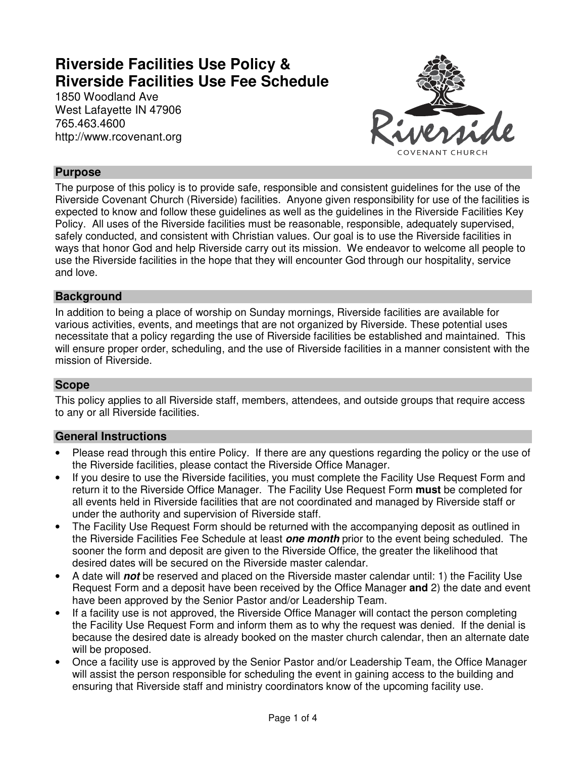# Riverside Facilities Use Policy & Riverside Facilities Use Fee Schedule

1850 Woodland Ave
West Lafayette IN 47906
765.463.4600
http://www.rcovenant.org

## Purpose

The purpose of this policy is to provide safe, responsible and consistent guidelines for the use of the Riverside Covenant Church (Riverside) facilities. Anyone given responsibility for use of the facilities is expected to know and follow these guidelines as well as the guidelines in the Riverside Facilities Key Policy. All uses of the Riverside facilities must be reasonable, responsible, adequately supervised, safely conducted, and consistent with Christian values. Our goal is to use the Riverside facilities in ways that honor God and help Riverside carry out its mission. We endeavor to welcome all people to use the Riverside facilities in the hope that they will encounter God through our hospitality, service and love.

## Background

In addition to being a place of worship on Sunday mornings, Riverside facilities are available for various activities, events, and meetings that are not organized by Riverside. These potential uses necessitate that a policy regarding the use of Riverside facilities be established and maintained. This will ensure proper order, scheduling, and the use of Riverside facilities in a manner consistent with the mission of Riverside.

## Scope

This policy applies to all Riverside staff, members, attendees, and outside groups that require access to any or all Riverside facilities.

## General Instructions

- Please read through this entire Policy. If there are any questions regarding the policy or the use of the Riverside facilities, please contact the Riverside Office Manager.
- If you desire to use the Riverside facilities, you must complete the Facility Use Request Form and return it to the Riverside Office Manager. The Facility Use Request Form **must** be completed for all events held in Riverside facilities that are not coordinated and managed by Riverside staff or under the authority and supervision of Riverside staff.
- The Facility Use Request Form should be returned with the accompanying deposit as outlined in the Riverside Facilities Fee Schedule at least ***one month*** prior to the event being scheduled. The sooner the form and deposit are given to the Riverside Office, the greater the likelihood that desired dates will be secured on the Riverside master calendar.
- A date will ***not*** be reserved and placed on the Riverside master calendar until: 1) the Facility Use Request Form and a deposit have been received by the Office Manager **and** 2) the date and event have been approved by the Senior Pastor and/or Leadership Team.
- If a facility use is not approved, the Riverside Office Manager will contact the person completing the Facility Use Request Form and inform them as to why the request was denied. If the denial is because the desired date is already booked on the master church calendar, then an alternate date will be proposed.
- Once a facility use is approved by the Senior Pastor and/or Leadership Team, the Office Manager will assist the person responsible for scheduling the event in gaining access to the building and ensuring that Riverside staff and ministry coordinators know of the upcoming facility use.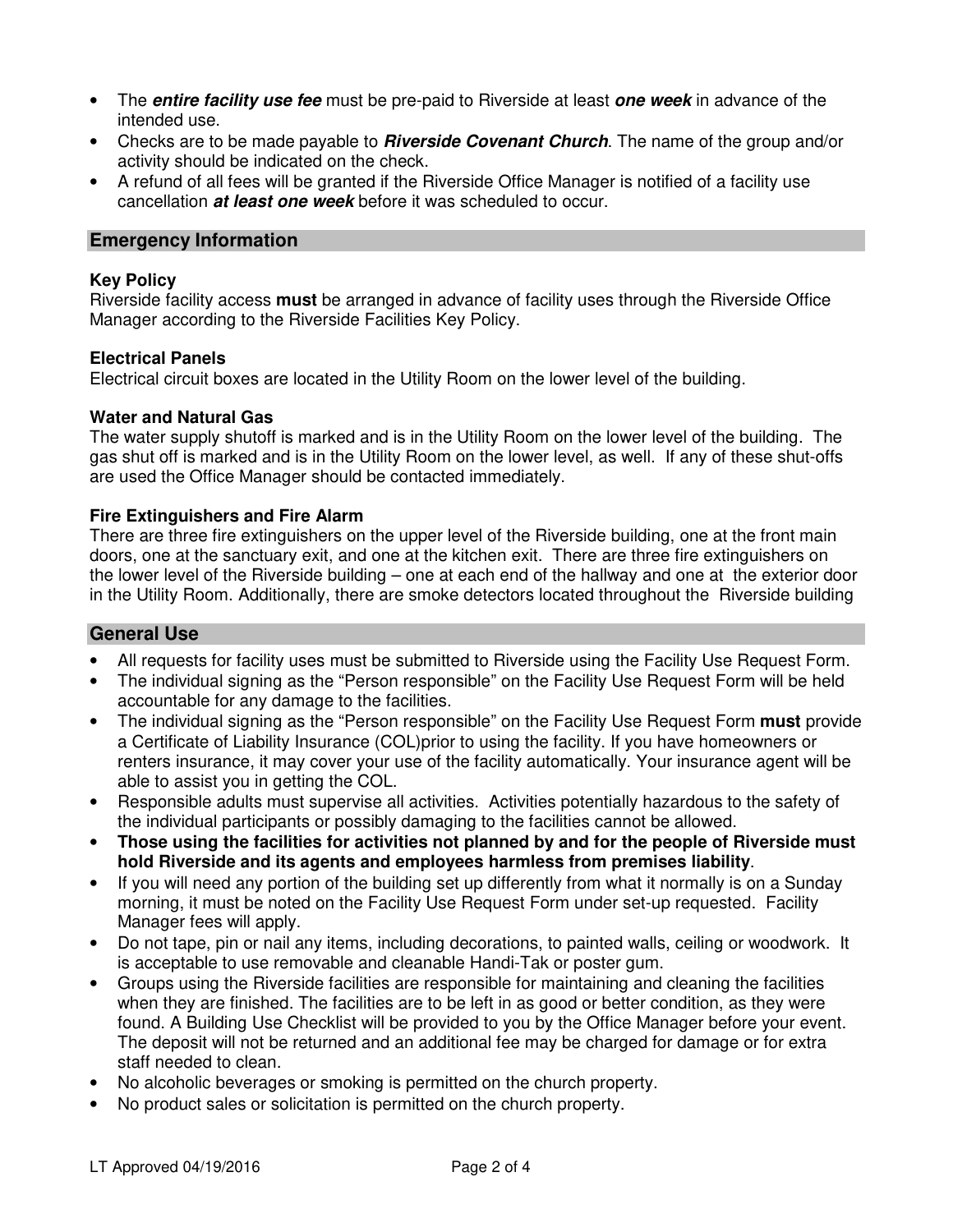- The ***entire facility use fee*** must be pre-paid to Riverside at least ***one week*** in advance of the intended use.
- Checks are to be made payable to ***Riverside Covenant Church***. The name of the group and/or activity should be indicated on the check.
- A refund of all fees will be granted if the Riverside Office Manager is notified of a facility use cancellation ***at least one week*** before it was scheduled to occur.

## Emergency Information

**Key Policy**
Riverside facility access **must** be arranged in advance of facility uses through the Riverside Office Manager according to the Riverside Facilities Key Policy.

**Electrical Panels**
Electrical circuit boxes are located in the Utility Room on the lower level of the building.

**Water and Natural Gas**
The water supply shutoff is marked and is in the Utility Room on the lower level of the building. The gas shut off is marked and is in the Utility Room on the lower level, as well. If any of these shut-offs are used the Office Manager should be contacted immediately.

**Fire Extinguishers and Fire Alarm**
There are three fire extinguishers on the upper level of the Riverside building, one at the front main doors, one at the sanctuary exit, and one at the kitchen exit. There are three fire extinguishers on the lower level of the Riverside building – one at each end of the hallway and one at the exterior door in the Utility Room. Additionally, there are smoke detectors located throughout the Riverside building

## General Use

- All requests for facility uses must be submitted to Riverside using the Facility Use Request Form.
- The individual signing as the "Person responsible" on the Facility Use Request Form will be held accountable for any damage to the facilities.
- The individual signing as the "Person responsible" on the Facility Use Request Form **must** provide a Certificate of Liability Insurance (COL)prior to using the facility. If you have homeowners or renters insurance, it may cover your use of the facility automatically. Your insurance agent will be able to assist you in getting the COL.
- Responsible adults must supervise all activities. Activities potentially hazardous to the safety of the individual participants or possibly damaging to the facilities cannot be allowed.
- **Those using the facilities for activities not planned by and for the people of Riverside must hold Riverside and its agents and employees harmless from premises liability**.
- If you will need any portion of the building set up differently from what it normally is on a Sunday morning, it must be noted on the Facility Use Request Form under set-up requested. Facility Manager fees will apply.
- Do not tape, pin or nail any items, including decorations, to painted walls, ceiling or woodwork. It is acceptable to use removable and cleanable Handi-Tak or poster gum.
- Groups using the Riverside facilities are responsible for maintaining and cleaning the facilities when they are finished. The facilities are to be left in as good or better condition, as they were found. A Building Use Checklist will be provided to you by the Office Manager before your event. The deposit will not be returned and an additional fee may be charged for damage or for extra staff needed to clean.
- No alcoholic beverages or smoking is permitted on the church property.
- No product sales or solicitation is permitted on the church property.

LT Approved 04/19/2016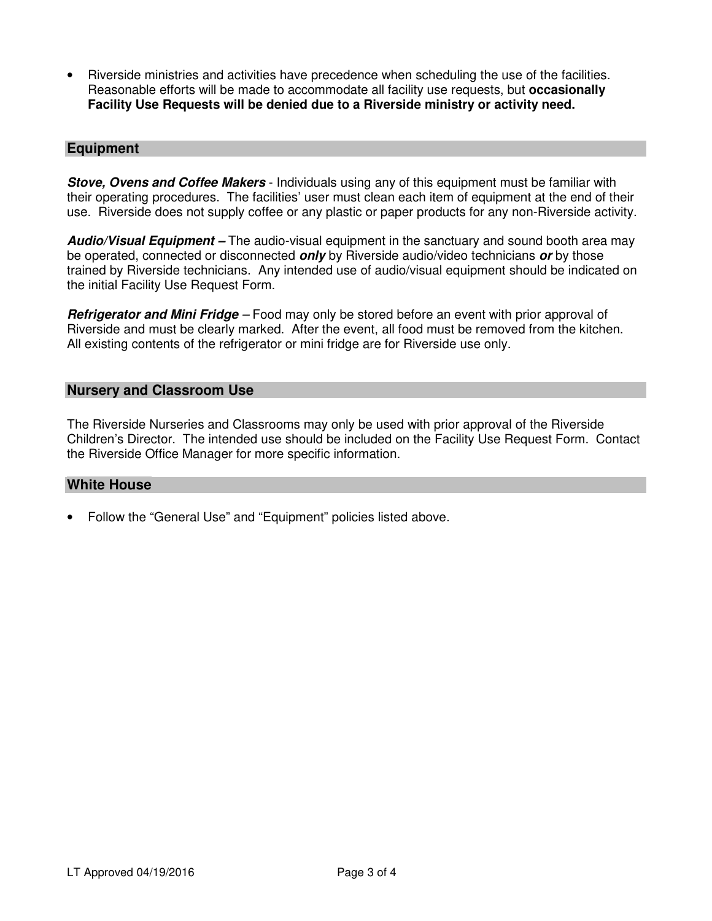- Riverside ministries and activities have precedence when scheduling the use of the facilities. Reasonable efforts will be made to accommodate all facility use requests, but **occasionally Facility Use Requests will be denied due to a Riverside ministry or activity need.**

## Equipment

***Stove, Ovens and Coffee Makers*** - Individuals using any of this equipment must be familiar with their operating procedures. The facilities' user must clean each item of equipment at the end of their use. Riverside does not supply coffee or any plastic or paper products for any non-Riverside activity.

***Audio/Visual Equipment –*** The audio-visual equipment in the sanctuary and sound booth area may be operated, connected or disconnected ***only*** by Riverside audio/video technicians ***or*** by those trained by Riverside technicians. Any intended use of audio/visual equipment should be indicated on the initial Facility Use Request Form.

***Refrigerator and Mini Fridge*** – Food may only be stored before an event with prior approval of Riverside and must be clearly marked. After the event, all food must be removed from the kitchen. All existing contents of the refrigerator or mini fridge are for Riverside use only.

## Nursery and Classroom Use

The Riverside Nurseries and Classrooms may only be used with prior approval of the Riverside Children's Director. The intended use should be included on the Facility Use Request Form. Contact the Riverside Office Manager for more specific information.

## White House

- Follow the "General Use" and "Equipment" policies listed above.

LT Approved 04/19/2016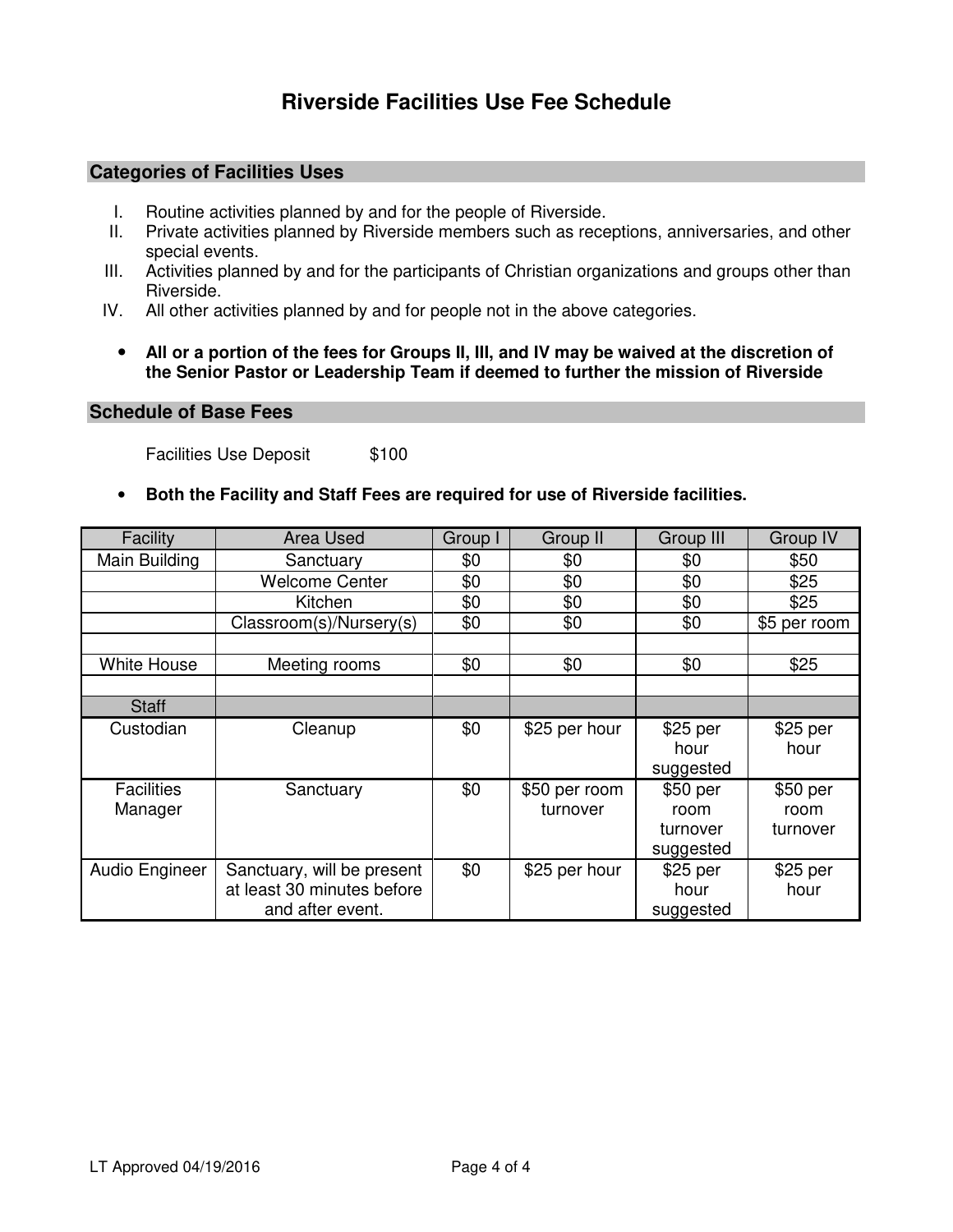# Riverside Facilities Use Fee Schedule

## Categories of Facilities Uses

I. Routine activities planned by and for the people of Riverside.
II. Private activities planned by Riverside members such as receptions, anniversaries, and other special events.
III. Activities planned by and for the participants of Christian organizations and groups other than Riverside.
IV. All other activities planned by and for people not in the above categories.

- **All or a portion of the fees for Groups II, III, and IV may be waived at the discretion of the Senior Pastor or Leadership Team if deemed to further the mission of Riverside**

## Schedule of Base Fees

Facilities Use Deposit $100

- **Both the Facility and Staff Fees are required for use of Riverside facilities.**

| Facility | Area Used | Group I | Group II | Group III | Group IV |
|---|---|---|---|---|---|
| Main Building | Sanctuary | $0 | $0 | $0 | $50 |
| | Welcome Center | $0 | $0 | $0 | $25 |
| | Kitchen | $0 | $0 | $0 | $25 |
| | Classroom(s)/Nursery(s) | $0 | $0 | $0 | $5 per room |
| | | | | | |
| White House | Meeting rooms | $0 | $0 | $0 | $25 |
| | | | | | |
| Staff | | | | | |
| Custodian | Cleanup | $0 | $25 per hour | $25 per hour suggested | $25 per hour |
| Facilities Manager | Sanctuary | $0 | $50 per room turnover | $50 per room turnover suggested | $50 per room turnover |
| Audio Engineer | Sanctuary, will be present at least 30 minutes before and after event. | $0 | $25 per hour | $25 per hour suggested | $25 per hour |

LT Approved 04/19/2016